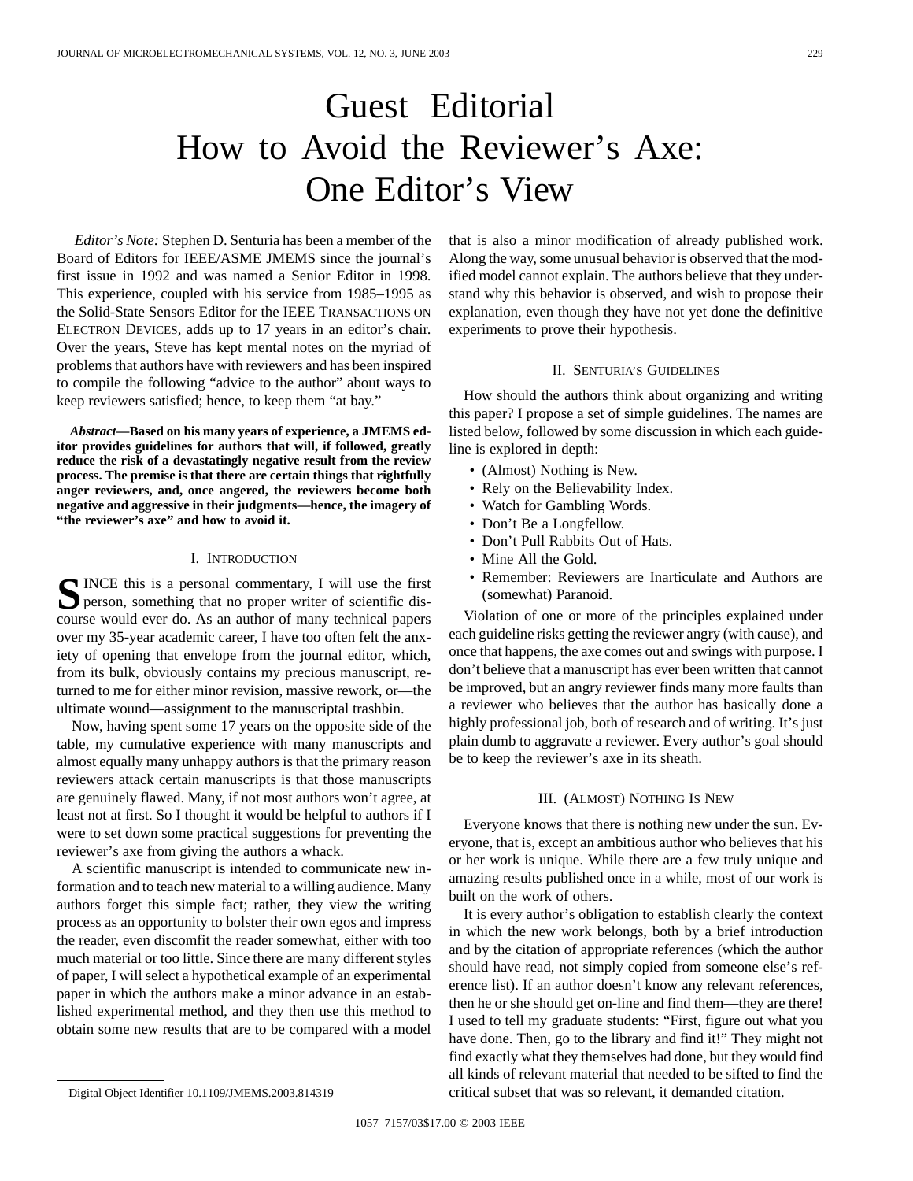# Guest Editorial
# How to Avoid the Reviewer's Axe: One Editor's View

*Editor's Note:* Stephen D. Senturia has been a member of the Board of Editors for IEEE/ASME JMEMS since the journal's first issue in 1992 and was named a Senior Editor in 1998. This experience, coupled with his service from 1985–1995 as the Solid-State Sensors Editor for the IEEE TRANSACTIONS ON ELECTRON DEVICES, adds up to 17 years in an editor's chair. Over the years, Steve has kept mental notes on the myriad of problems that authors have with reviewers and has been inspired to compile the following "advice to the author" about ways to keep reviewers satisfied; hence, to keep them "at bay."

***Abstract*—Based on his many years of experience, a JMEMS editor provides guidelines for authors that will, if followed, greatly reduce the risk of a devastatingly negative result from the review process. The premise is that there are certain things that rightfully anger reviewers, and, once angered, the reviewers become both negative and aggressive in their judgments—hence, the imagery of "the reviewer's axe" and how to avoid it.**

## I. INTRODUCTION

SINCE this is a personal commentary, I will use the first person, something that no proper writer of scientific discourse would ever do. As an author of many technical papers over my 35-year academic career, I have too often felt the anxiety of opening that envelope from the journal editor, which, from its bulk, obviously contains my precious manuscript, returned to me for either minor revision, massive rework, or—the ultimate wound—assignment to the manuscriptal trashbin.

Now, having spent some 17 years on the opposite side of the table, my cumulative experience with many manuscripts and almost equally many unhappy authors is that the primary reason reviewers attack certain manuscripts is that those manuscripts are genuinely flawed. Many, if not most authors won't agree, at least not at first. So I thought it would be helpful to authors if I were to set down some practical suggestions for preventing the reviewer's axe from giving the authors a whack.

A scientific manuscript is intended to communicate new information and to teach new material to a willing audience. Many authors forget this simple fact; rather, they view the writing process as an opportunity to bolster their own egos and impress the reader, even discomfit the reader somewhat, either with too much material or too little. Since there are many different styles of paper, I will select a hypothetical example of an experimental paper in which the authors make a minor advance in an established experimental method, and they then use this method to obtain some new results that are to be compared with a model that is also a minor modification of already published work. Along the way, some unusual behavior is observed that the modified model cannot explain. The authors believe that they understand why this behavior is observed, and wish to propose their explanation, even though they have not yet done the definitive experiments to prove their hypothesis.

## II. SENTURIA'S GUIDELINES

How should the authors think about organizing and writing this paper? I propose a set of simple guidelines. The names are listed below, followed by some discussion in which each guideline is explored in depth:

- (Almost) Nothing is New.
- Rely on the Believability Index.
- Watch for Gambling Words.
- Don't Be a Longfellow.
- Don't Pull Rabbits Out of Hats.
- Mine All the Gold.
- Remember: Reviewers are Inarticulate and Authors are (somewhat) Paranoid.

Violation of one or more of the principles explained under each guideline risks getting the reviewer angry (with cause), and once that happens, the axe comes out and swings with purpose. I don't believe that a manuscript has ever been written that cannot be improved, but an angry reviewer finds many more faults than a reviewer who believes that the author has basically done a highly professional job, both of research and of writing. It's just plain dumb to aggravate a reviewer. Every author's goal should be to keep the reviewer's axe in its sheath.

## III. (ALMOST) NOTHING IS NEW

Everyone knows that there is nothing new under the sun. Everyone, that is, except an ambitious author who believes that his or her work is unique. While there are a few truly unique and amazing results published once in a while, most of our work is built on the work of others.

It is every author's obligation to establish clearly the context in which the new work belongs, both by a brief introduction and by the citation of appropriate references (which the author should have read, not simply copied from someone else's reference list). If an author doesn't know any relevant references, then he or she should get on-line and find them—they are there! I used to tell my graduate students: "First, figure out what you have done. Then, go to the library and find it!" They might not find exactly what they themselves had done, but they would find all kinds of relevant material that needed to be sifted to find the critical subset that was so relevant, it demanded citation.

Digital Object Identifier 10.1109/JMEMS.2003.814319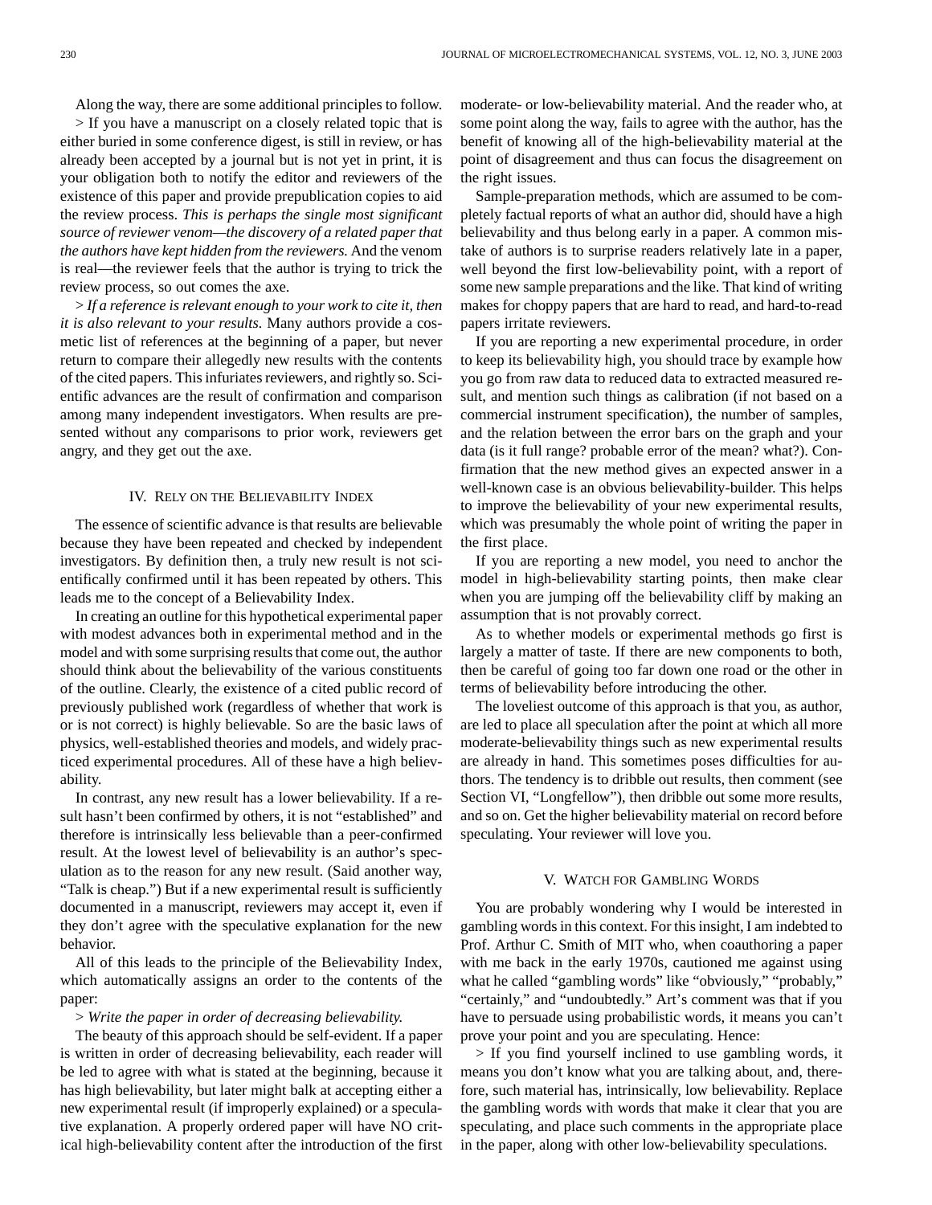Along the way, there are some additional principles to follow.

> If you have a manuscript on a closely related topic that is either buried in some conference digest, is still in review, or has already been accepted by a journal but is not yet in print, it is your obligation both to notify the editor and reviewers of the existence of this paper and provide prepublication copies to aid the review process. *This is perhaps the single most significant source of reviewer venom—the discovery of a related paper that the authors have kept hidden from the reviewers.* And the venom is real—the reviewer feels that the author is trying to trick the review process, so out comes the axe.

> *If a reference is relevant enough to your work to cite it, then it is also relevant to your results.* Many authors provide a cosmetic list of references at the beginning of a paper, but never return to compare their allegedly new results with the contents of the cited papers. This infuriates reviewers, and rightly so. Scientific advances are the result of confirmation and comparison among many independent investigators. When results are presented without any comparisons to prior work, reviewers get angry, and they get out the axe.

## IV. Rely on the Believability Index

The essence of scientific advance is that results are believable because they have been repeated and checked by independent investigators. By definition then, a truly new result is not scientifically confirmed until it has been repeated by others. This leads me to the concept of a Believability Index.

In creating an outline for this hypothetical experimental paper with modest advances both in experimental method and in the model and with some surprising results that come out, the author should think about the believability of the various constituents of the outline. Clearly, the existence of a cited public record of previously published work (regardless of whether that work is or is not correct) is highly believable. So are the basic laws of physics, well-established theories and models, and widely practiced experimental procedures. All of these have a high believability.

In contrast, any new result has a lower believability. If a result hasn't been confirmed by others, it is not "established" and therefore is intrinsically less believable than a peer-confirmed result. At the lowest level of believability is an author's speculation as to the reason for any new result. (Said another way, "Talk is cheap.") But if a new experimental result is sufficiently documented in a manuscript, reviewers may accept it, even if they don't agree with the speculative explanation for the new behavior.

All of this leads to the principle of the Believability Index, which automatically assigns an order to the contents of the paper:

> *Write the paper in order of decreasing believability.*

The beauty of this approach should be self-evident. If a paper is written in order of decreasing believability, each reader will be led to agree with what is stated at the beginning, because it has high believability, but later might balk at accepting either a new experimental result (if improperly explained) or a speculative explanation. A properly ordered paper will have NO critical high-believability content after the introduction of the first moderate- or low-believability material. And the reader who, at some point along the way, fails to agree with the author, has the benefit of knowing all of the high-believability material at the point of disagreement and thus can focus the disagreement on the right issues.

Sample-preparation methods, which are assumed to be completely factual reports of what an author did, should have a high believability and thus belong early in a paper. A common mistake of authors is to surprise readers relatively late in a paper, well beyond the first low-believability point, with a report of some new sample preparations and the like. That kind of writing makes for choppy papers that are hard to read, and hard-to-read papers irritate reviewers.

If you are reporting a new experimental procedure, in order to keep its believability high, you should trace by example how you go from raw data to reduced data to extracted measured result, and mention such things as calibration (if not based on a commercial instrument specification), the number of samples, and the relation between the error bars on the graph and your data (is it full range? probable error of the mean? what?). Confirmation that the new method gives an expected answer in a well-known case is an obvious believability-builder. This helps to improve the believability of your new experimental results, which was presumably the whole point of writing the paper in the first place.

If you are reporting a new model, you need to anchor the model in high-believability starting points, then make clear when you are jumping off the believability cliff by making an assumption that is not provably correct.

As to whether models or experimental methods go first is largely a matter of taste. If there are new components to both, then be careful of going too far down one road or the other in terms of believability before introducing the other.

The loveliest outcome of this approach is that you, as author, are led to place all speculation after the point at which all more moderate-believability things such as new experimental results are already in hand. This sometimes poses difficulties for authors. The tendency is to dribble out results, then comment (see Section VI, "Longfellow"), then dribble out some more results, and so on. Get the higher believability material on record before speculating. Your reviewer will love you.

## V. Watch for Gambling Words

You are probably wondering why I would be interested in gambling words in this context. For this insight, I am indebted to Prof. Arthur C. Smith of MIT who, when coauthoring a paper with me back in the early 1970s, cautioned me against using what he called "gambling words" like "obviously," "probably," "certainly," and "undoubtedly." Art's comment was that if you have to persuade using probabilistic words, it means you can't prove your point and you are speculating. Hence:

> If you find yourself inclined to use gambling words, it means you don't know what you are talking about, and, therefore, such material has, intrinsically, low believability. Replace the gambling words with words that make it clear that you are speculating, and place such comments in the appropriate place in the paper, along with other low-believability speculations.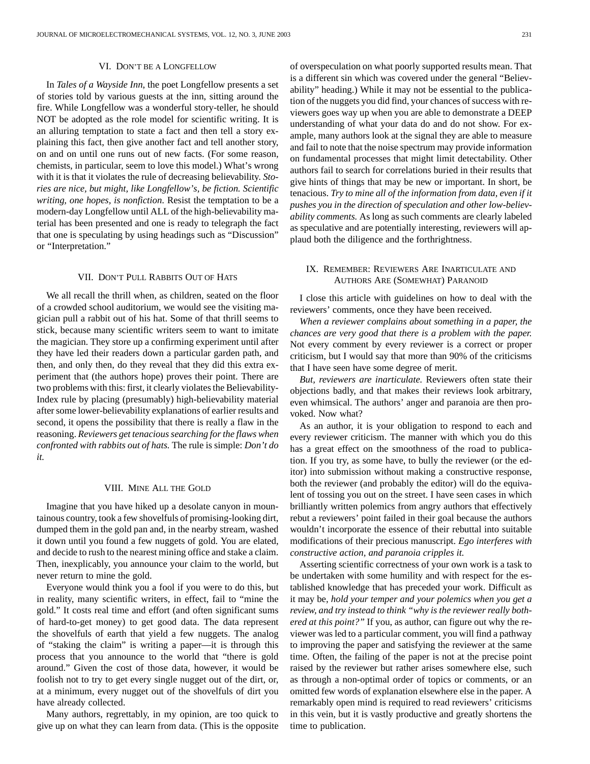## VI. Don't be a Longfellow

In *Tales of a Wayside Inn*, the poet Longfellow presents a set of stories told by various guests at the inn, sitting around the fire. While Longfellow was a wonderful story-teller, he should NOT be adopted as the role model for scientific writing. It is an alluring temptation to state a fact and then tell a story explaining this fact, then give another fact and tell another story, on and on until one runs out of new facts. (For some reason, chemists, in particular, seem to love this model.) What's wrong with it is that it violates the rule of decreasing believability. *Stories are nice, but might, like Longfellow's, be fiction. Scientific writing, one hopes, is nonfiction*. Resist the temptation to be a modern-day Longfellow until ALL of the high-believability material has been presented and one is ready to telegraph the fact that one is speculating by using headings such as "Discussion" or "Interpretation."

## VII. Don't Pull Rabbits Out of Hats

We all recall the thrill when, as children, seated on the floor of a crowded school auditorium, we would see the visiting magician pull a rabbit out of his hat. Some of that thrill seems to stick, because many scientific writers seem to want to imitate the magician. They store up a confirming experiment until after they have led their readers down a particular garden path, and then, and only then, do they reveal that they did this extra experiment that (the authors hope) proves their point. There are two problems with this: first, it clearly violates the Believability-Index rule by placing (presumably) high-believability material after some lower-believability explanations of earlier results and second, it opens the possibility that there is really a flaw in the reasoning. *Reviewers get tenacious searching for the flaws when confronted with rabbits out of hats.* The rule is simple: *Don't do it.*

## VIII. Mine All the Gold

Imagine that you have hiked up a desolate canyon in mountainous country, took a few shovelfuls of promising-looking dirt, dumped them in the gold pan and, in the nearby stream, washed it down until you found a few nuggets of gold. You are elated, and decide to rush to the nearest mining office and stake a claim. Then, inexplicably, you announce your claim to the world, but never return to mine the gold.

Everyone would think you a fool if you were to do this, but in reality, many scientific writers, in effect, fail to "mine the gold." It costs real time and effort (and often significant sums of hard-to-get money) to get good data. The data represent the shovelfuls of earth that yield a few nuggets. The analog of "staking the claim" is writing a paper—it is through this process that you announce to the world that "there is gold around." Given the cost of those data, however, it would be foolish not to try to get every single nugget out of the dirt, or, at a minimum, every nugget out of the shovelfuls of dirt you have already collected.

Many authors, regrettably, in my opinion, are too quick to give up on what they can learn from data. (This is the opposite of overspeculation on what poorly supported results mean. That is a different sin which was covered under the general "Believability" heading.) While it may not be essential to the publication of the nuggets you did find, your chances of success with reviewers goes way up when you are able to demonstrate a DEEP understanding of what your data do and do not show. For example, many authors look at the signal they are able to measure and fail to note that the noise spectrum may provide information on fundamental processes that might limit detectability. Other authors fail to search for correlations buried in their results that give hints of things that may be new or important. In short, be tenacious. *Try to mine all of the information from data, even if it pushes you in the direction of speculation and other low-believability comments.* As long as such comments are clearly labeled as speculative and are potentially interesting, reviewers will applaud both the diligence and the forthrightness.

## IX. Remember: Reviewers Are Inarticulate and Authors Are (Somewhat) Paranoid

I close this article with guidelines on how to deal with the reviewers' comments, once they have been received.

*When a reviewer complains about something in a paper, the chances are very good that there is a problem with the paper.* Not every comment by every reviewer is a correct or proper criticism, but I would say that more than 90% of the criticisms that I have seen have some degree of merit.

*But, reviewers are inarticulate.* Reviewers often state their objections badly, and that makes their reviews look arbitrary, even whimsical. The authors' anger and paranoia are then provoked. Now what?

As an author, it is your obligation to respond to each and every reviewer criticism. The manner with which you do this has a great effect on the smoothness of the road to publication. If you try, as some have, to bully the reviewer (or the editor) into submission without making a constructive response, both the reviewer (and probably the editor) will do the equivalent of tossing you out on the street. I have seen cases in which brilliantly written polemics from angry authors that effectively rebut a reviewers' point failed in their goal because the authors wouldn't incorporate the essence of their rebuttal into suitable modifications of their precious manuscript. *Ego interferes with constructive action, and paranoia cripples it.*

Asserting scientific correctness of your own work is a task to be undertaken with some humility and with respect for the established knowledge that has preceded your work. Difficult as it may be, *hold your temper and your polemics when you get a review, and try instead to think "why is the reviewer really bothered at this point?"* If you, as author, can figure out why the reviewer was led to a particular comment, you will find a pathway to improving the paper and satisfying the reviewer at the same time. Often, the failing of the paper is not at the precise point raised by the reviewer but rather arises somewhere else, such as through a non-optimal order of topics or comments, or an omitted few words of explanation elsewhere else in the paper. A remarkably open mind is required to read reviewers' criticisms in this vein, but it is vastly productive and greatly shortens the time to publication.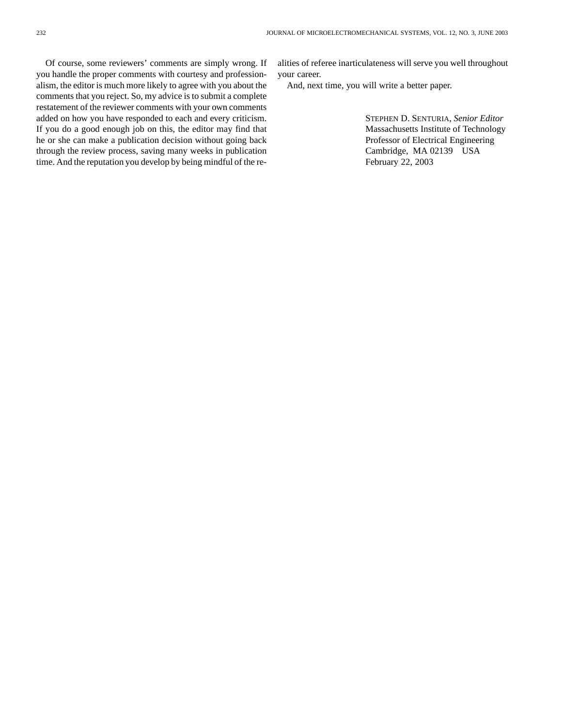Of course, some reviewers' comments are simply wrong. If you handle the proper comments with courtesy and professionalism, the editor is much more likely to agree with you about the comments that you reject. So, my advice is to submit a complete restatement of the reviewer comments with your own comments added on how you have responded to each and every criticism. If you do a good enough job on this, the editor may find that he or she can make a publication decision without going back through the review process, saving many weeks in publication time. And the reputation you develop by being mindful of the realities of referee inarticulateness will serve you well throughout your career.

And, next time, you will write a better paper.

STEPHEN D. SENTURIA, *Senior Editor*
Massachusetts Institute of Technology
Professor of Electrical Engineering
Cambridge, MA 02139 USA
February 22, 2003